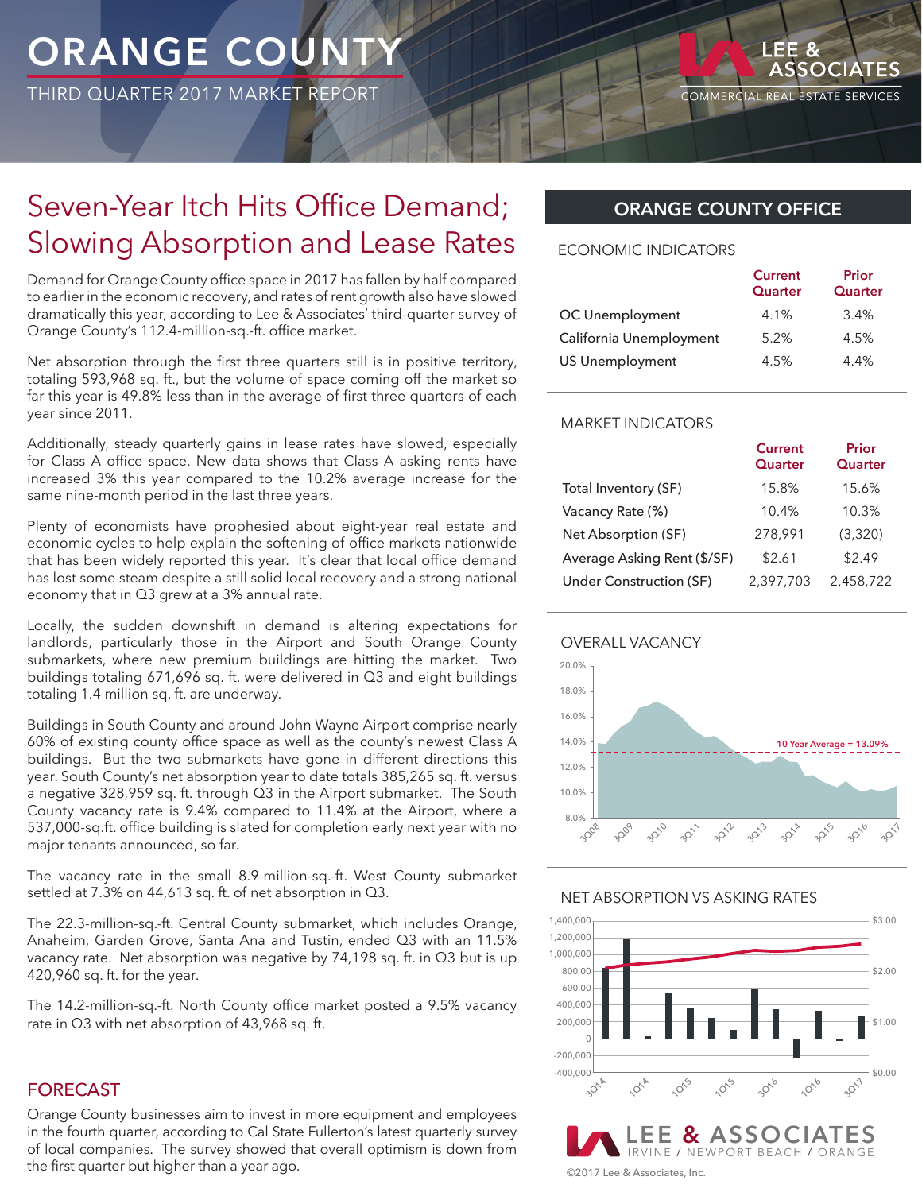# ORANGE COUNTY

THIRD QUARTER 2017 MARKET REPORT

LEE & ASSOCIATES
COMMERCIAL REAL ESTATE SERVICES

## Seven-Year Itch Hits Office Demand; Slowing Absorption and Lease Rates

Demand for Orange County office space in 2017 has fallen by half compared to earlier in the economic recovery, and rates of rent growth also have slowed dramatically this year, according to Lee & Associates' third-quarter survey of Orange County's 112.4-million-sq.-ft. office market.

Net absorption through the first three quarters still is in positive territory, totaling 593,968 sq. ft., but the volume of space coming off the market so far this year is 49.8% less than in the average of first three quarters of each year since 2011.

Additionally, steady quarterly gains in lease rates have slowed, especially for Class A office space. New data shows that Class A asking rents have increased 3% this year compared to the 10.2% average increase for the same nine-month period in the last three years.

Plenty of economists have prophesied about eight-year real estate and economic cycles to help explain the softening of office markets nationwide that has been widely reported this year. It's clear that local office demand has lost some steam despite a still solid local recovery and a strong national economy that in Q3 grew at a 3% annual rate.

Locally, the sudden downshift in demand is altering expectations for landlords, particularly those in the Airport and South Orange County submarkets, where new premium buildings are hitting the market. Two buildings totaling 671,696 sq. ft. were delivered in Q3 and eight buildings totaling 1.4 million sq. ft. are underway.

Buildings in South County and around John Wayne Airport comprise nearly 60% of existing county office space as well as the county's newest Class A buildings. But the two submarkets have gone in different directions this year. South County's net absorption year to date totals 385,265 sq. ft. versus a negative 328,959 sq. ft. through Q3 in the Airport submarket. The South County vacancy rate is 9.4% compared to 11.4% at the Airport, where a 537,000-sq.ft. office building is slated for completion early next year with no major tenants announced, so far.

The vacancy rate in the small 8.9-million-sq.-ft. West County submarket settled at 7.3% on 44,613 sq. ft. of net absorption in Q3.

The 22.3-million-sq.-ft. Central County submarket, which includes Orange, Anaheim, Garden Grove, Santa Ana and Tustin, ended Q3 with an 11.5% vacancy rate. Net absorption was negative by 74,198 sq. ft. in Q3 but is up 420,960 sq. ft. for the year.

The 14.2-million-sq.-ft. North County office market posted a 9.5% vacancy rate in Q3 with net absorption of 43,968 sq. ft.

## FORECAST

Orange County businesses aim to invest in more equipment and employees in the fourth quarter, according to Cal State Fullerton's latest quarterly survey of local companies. The survey showed that overall optimism is down from the first quarter but higher than a year ago.

## ORANGE COUNTY OFFICE

### ECONOMIC INDICATORS

| | Current Quarter | Prior Quarter |
|---|---|---|
| OC Unemployment | 4.1% | 3.4% |
| California Unemployment | 5.2% | 4.5% |
| US Unemployment | 4.5% | 4.4% |

### MARKET INDICATORS

| | Current Quarter | Prior Quarter |
|---|---|---|
| Total Inventory (SF) | 15.8% | 15.6% |
| Vacancy Rate (%) | 10.4% | 10.3% |
| Net Absorption (SF) | 278,991 | (3,320) |
| Average Asking Rent ($/SF) | $2.61 | $2.49 |
| Under Construction (SF) | 2,397,703 | 2,458,722 |

### OVERALL VACANCY

10 Year Average = 13.09%

### NET ABSORPTION VS ASKING RATES

LEE & ASSOCIATES
IRVINE / NEWPORT BEACH / ORANGE

©2017 Lee & Associates, Inc.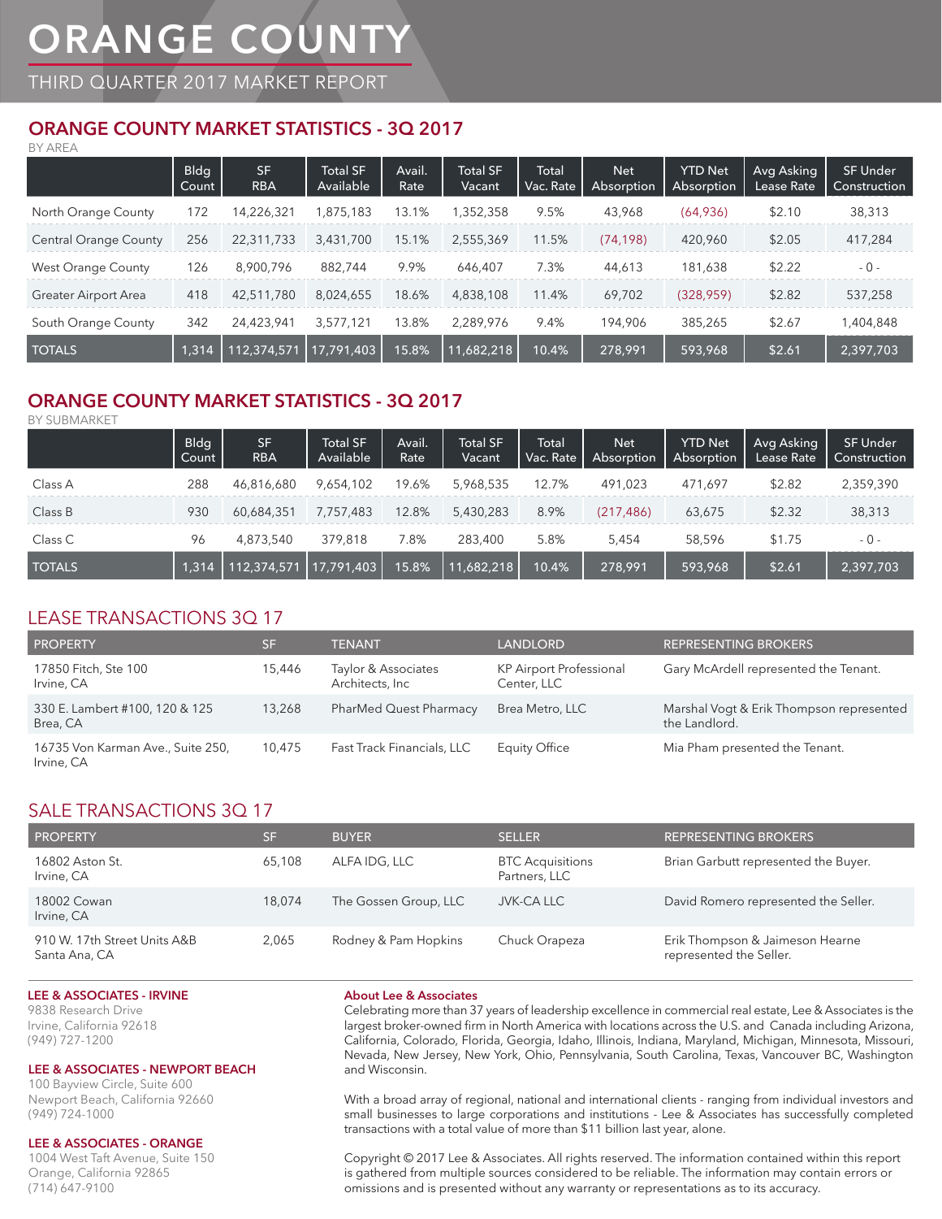# ORANGE COUNTY

THIRD QUARTER 2017 MARKET REPORT

## ORANGE COUNTY MARKET STATISTICS - 3Q 2017

BY AREA

| | Bldg Count | SF RBA | Total SF Available | Avail. Rate | Total SF Vacant | Total Vac. Rate | Net Absorption | YTD Net Absorption | Avg Asking Lease Rate | SF Under Construction |
|---|---|---|---|---|---|---|---|---|---|---|
| North Orange County | 172 | 14,226,321 | 1,875,183 | 13.1% | 1,352,358 | 9.5% | 43,968 | (64,936) | $2.10 | 38,313 |
| Central Orange County | 256 | 22,311,733 | 3,431,700 | 15.1% | 2,555,369 | 11.5% | (74,198) | 420,960 | $2.05 | 417,284 |
| West Orange County | 126 | 8,900,796 | 882,744 | 9.9% | 646,407 | 7.3% | 44,613 | 181,638 | $2.22 | - 0 - |
| Greater Airport Area | 418 | 42,511,780 | 8,024,655 | 18.6% | 4,838,108 | 11.4% | 69,702 | (328,959) | $2.82 | 537,258 |
| South Orange County | 342 | 24,423,941 | 3,577,121 | 13.8% | 2,289,976 | 9.4% | 194,906 | 385,265 | $2.67 | 1,404,848 |
| TOTALS | 1,314 | 112,374,571 | 17,791,403 | 15.8% | 11,682,218 | 10.4% | 278,991 | 593,968 | $2.61 | 2,397,703 |

## ORANGE COUNTY MARKET STATISTICS - 3Q 2017

BY SUBMARKET

| | Bldg Count | SF RBA | Total SF Available | Avail. Rate | Total SF Vacant | Total Vac. Rate | Net Absorption | YTD Net Absorption | Avg Asking Lease Rate | SF Under Construction |
|---|---|---|---|---|---|---|---|---|---|---|
| Class A | 288 | 46,816,680 | 9,654,102 | 19.6% | 5,968,535 | 12.7% | 491,023 | 471,697 | $2.82 | 2,359,390 |
| Class B | 930 | 60,684,351 | 7,757,483 | 12.8% | 5,430,283 | 8.9% | (217,486) | 63,675 | $2.32 | 38,313 |
| Class C | 96 | 4,873,540 | 379,818 | 7.8% | 283,400 | 5.8% | 5,454 | 58,596 | $1.75 | - 0 - |
| TOTALS | 1,314 | 112,374,571 | 17,791,403 | 15.8% | 11,682,218 | 10.4% | 278,991 | 593,968 | $2.61 | 2,397,703 |

## LEASE TRANSACTIONS 3Q 17

| PROPERTY | SF | TENANT | LANDLORD | REPRESENTING BROKERS |
|---|---|---|---|---|
| 17850 Fitch, Ste 100<br>Irvine, CA | 15,446 | Taylor & Associates Architects, Inc | KP Airport Professional Center, LLC | Gary McArdell represented the Tenant. |
| 330 E. Lambert #100, 120 & 125<br>Brea, CA | 13,268 | PharMed Quest Pharmacy | Brea Metro, LLC | Marshal Vogt & Erik Thompson represented the Landlord. |
| 16735 Von Karman Ave., Suite 250,<br>Irvine, CA | 10,475 | Fast Track Financials, LLC | Equity Office | Mia Pham presented the Tenant. |

## SALE TRANSACTIONS 3Q 17

| PROPERTY | SF | BUYER | SELLER | REPRESENTING BROKERS |
|---|---|---|---|---|
| 16802 Aston St.<br>Irvine, CA | 65,108 | ALFA IDG, LLC | BTC Acquisitions Partners, LLC | Brian Garbutt represented the Buyer. |
| 18002 Cowan<br>Irvine, CA | 18,074 | The Gossen Group, LLC | JVK-CA LLC | David Romero represented the Seller. |
| 910 W. 17th Street Units A&B<br>Santa Ana, CA | 2,065 | Rodney & Pam Hopkins | Chuck Orapeza | Erik Thompson & Jaimeson Hearne represented the Seller. |

**LEE & ASSOCIATES - IRVINE**
9838 Research Drive
Irvine, California 92618
(949) 727-1200

**LEE & ASSOCIATES - NEWPORT BEACH**
100 Bayview Circle, Suite 600
Newport Beach, California 92660
(949) 724-1000

**LEE & ASSOCIATES - ORANGE**
1004 West Taft Avenue, Suite 150
Orange, California 92865
(714) 647-9100

**About Lee & Associates**

Celebrating more than 37 years of leadership excellence in commercial real estate, Lee & Associates is the largest broker-owned firm in North America with locations across the U.S. and Canada including Arizona, California, Colorado, Florida, Georgia, Idaho, Illinois, Indiana, Maryland, Michigan, Minnesota, Missouri, Nevada, New Jersey, New York, Ohio, Pennsylvania, South Carolina, Texas, Vancouver BC, Washington and Wisconsin.

With a broad array of regional, national and international clients - ranging from individual investors and small businesses to large corporations and institutions - Lee & Associates has successfully completed transactions with a total value of more than $11 billion last year, alone.

Copyright © 2017 Lee & Associates. All rights reserved. The information contained within this report is gathered from multiple sources considered to be reliable. The information may contain errors or omissions and is presented without any warranty or representations as to its accuracy.